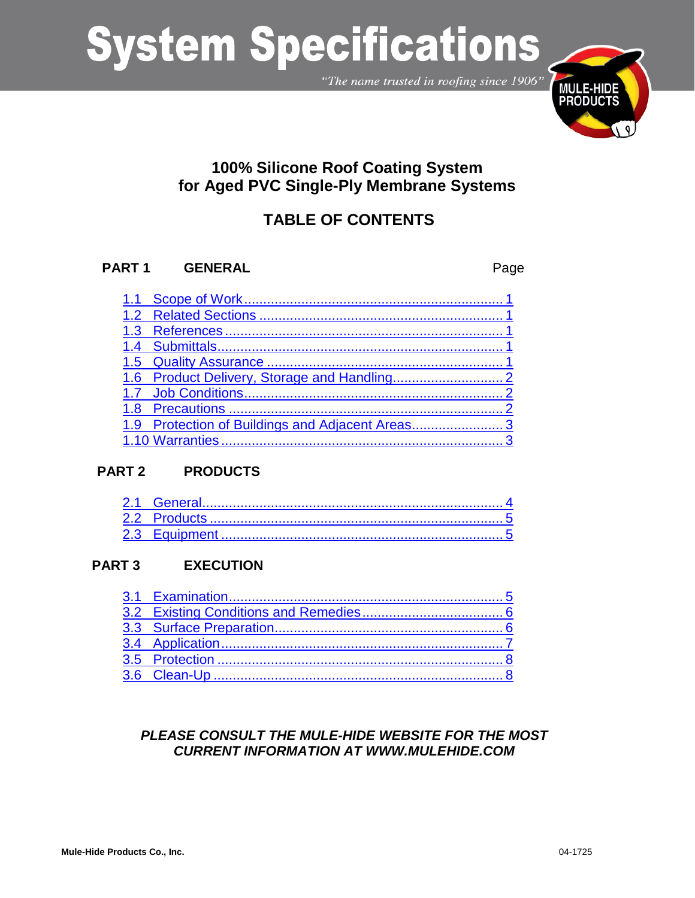# System Specifications

*"The name trusted in roofing since 1906"*

## 100% Silicone Roof Coating System for Aged PVC Single-Ply Membrane Systems

## TABLE OF CONTENTS

| PART 1 GENERAL | Page |
|---|---|
| 1.1 Scope of Work | 1 |
| 1.2 Related Sections | 1 |
| 1.3 References | 1 |
| 1.4 Submittals | 1 |
| 1.5 Quality Assurance | 1 |
| 1.6 Product Delivery, Storage and Handling | 2 |
| 1.7 Job Conditions | 2 |
| 1.8 Precautions | 2 |
| 1.9 Protection of Buildings and Adjacent Areas | 3 |
| 1.10 Warranties | 3 |
| **PART 2 PRODUCTS** | |
| 2.1 General | 4 |
| 2.2 Products | 5 |
| 2.3 Equipment | 5 |
| **PART 3 EXECUTION** | |
| 3.1 Examination | 5 |
| 3.2 Existing Conditions and Remedies | 6 |
| 3.3 Surface Preparation | 6 |
| 3.4 Application | 7 |
| 3.5 Protection | 8 |
| 3.6 Clean-Up | 8 |

***PLEASE CONSULT THE MULE-HIDE WEBSITE FOR THE MOST CURRENT INFORMATION AT WWW.MULEHIDE.COM***

**Mule-Hide Products Co., Inc.** 04-1725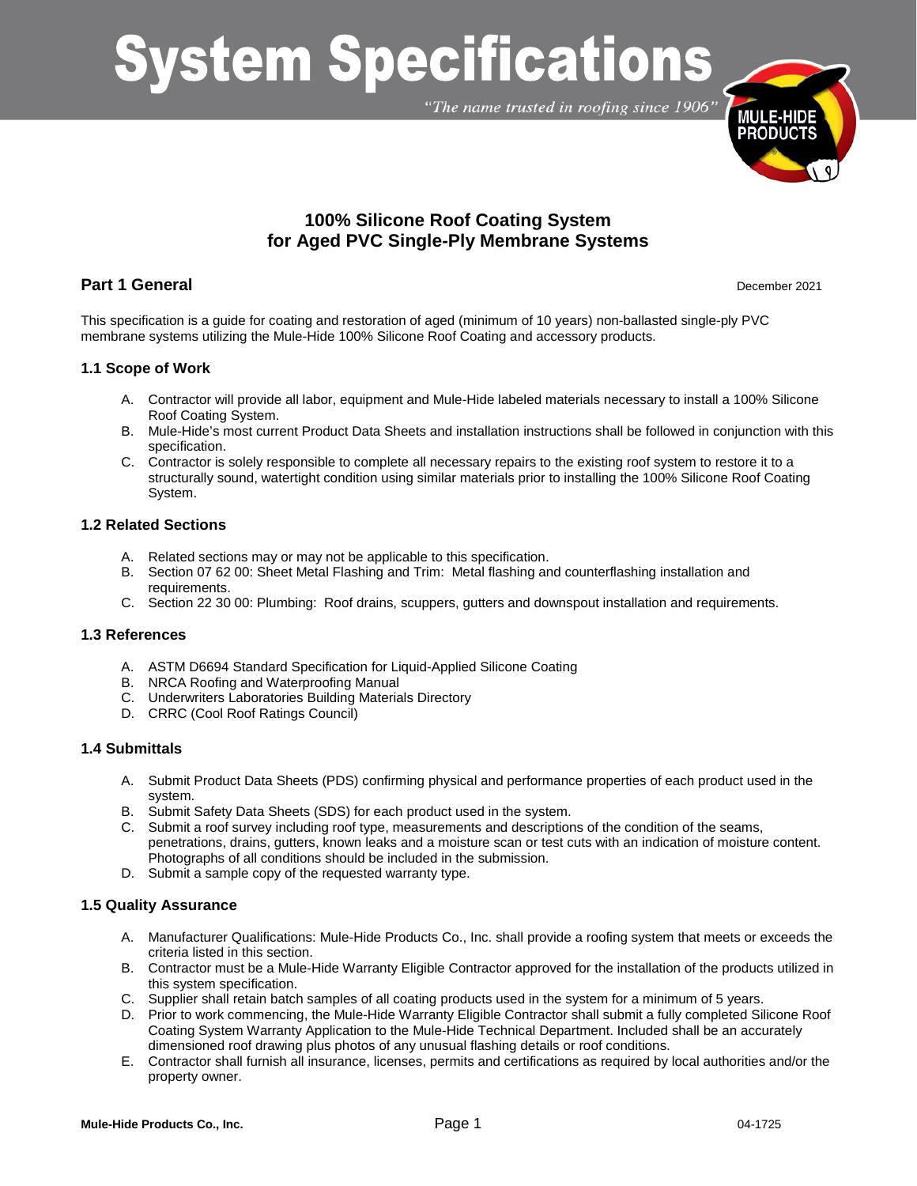# System Specifications

*"The name trusted in roofing since 1906"*

## 100% Silicone Roof Coating System for Aged PVC Single-Ply Membrane Systems

## Part 1 General

December 2021

This specification is a guide for coating and restoration of aged (minimum of 10 years) non-ballasted single-ply PVC membrane systems utilizing the Mule-Hide 100% Silicone Roof Coating and accessory products.

### 1.1 Scope of Work

A. Contractor will provide all labor, equipment and Mule-Hide labeled materials necessary to install a 100% Silicone Roof Coating System.
B. Mule-Hide's most current Product Data Sheets and installation instructions shall be followed in conjunction with this specification.
C. Contractor is solely responsible to complete all necessary repairs to the existing roof system to restore it to a structurally sound, watertight condition using similar materials prior to installing the 100% Silicone Roof Coating System.

### 1.2 Related Sections

A. Related sections may or may not be applicable to this specification.
B. Section 07 62 00: Sheet Metal Flashing and Trim: Metal flashing and counterflashing installation and requirements.
C. Section 22 30 00: Plumbing: Roof drains, scuppers, gutters and downspout installation and requirements.

### 1.3 References

A. ASTM D6694 Standard Specification for Liquid-Applied Silicone Coating
B. NRCA Roofing and Waterproofing Manual
C. Underwriters Laboratories Building Materials Directory
D. CRRC (Cool Roof Ratings Council)

### 1.4 Submittals

A. Submit Product Data Sheets (PDS) confirming physical and performance properties of each product used in the system.
B. Submit Safety Data Sheets (SDS) for each product used in the system.
C. Submit a roof survey including roof type, measurements and descriptions of the condition of the seams, penetrations, drains, gutters, known leaks and a moisture scan or test cuts with an indication of moisture content. Photographs of all conditions should be included in the submission.
D. Submit a sample copy of the requested warranty type.

### 1.5 Quality Assurance

A. Manufacturer Qualifications: Mule-Hide Products Co., Inc. shall provide a roofing system that meets or exceeds the criteria listed in this section.
B. Contractor must be a Mule-Hide Warranty Eligible Contractor approved for the installation of the products utilized in this system specification.
C. Supplier shall retain batch samples of all coating products used in the system for a minimum of 5 years.
D. Prior to work commencing, the Mule-Hide Warranty Eligible Contractor shall submit a fully completed Silicone Roof Coating System Warranty Application to the Mule-Hide Technical Department. Included shall be an accurately dimensioned roof drawing plus photos of any unusual flashing details or roof conditions.
E. Contractor shall furnish all insurance, licenses, permits and certifications as required by local authorities and/or the property owner.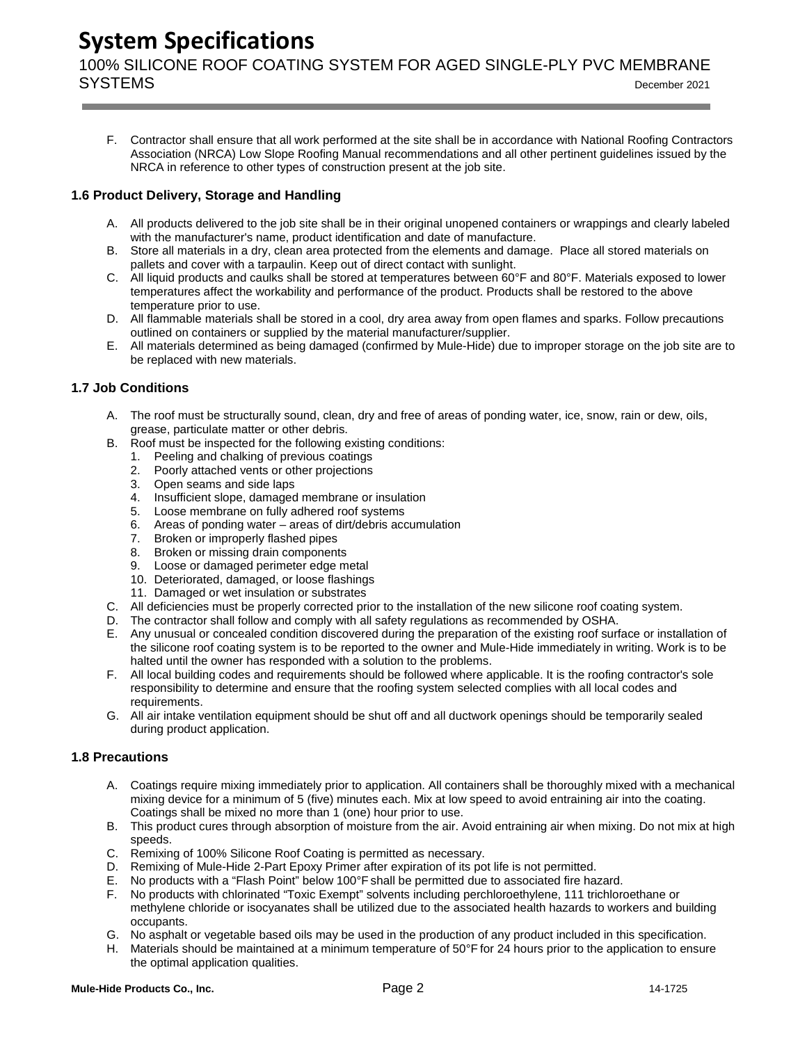F. Contractor shall ensure that all work performed at the site shall be in accordance with National Roofing Contractors Association (NRCA) Low Slope Roofing Manual recommendations and all other pertinent guidelines issued by the NRCA in reference to other types of construction present at the job site.

### 1.6 Product Delivery, Storage and Handling

A. All products delivered to the job site shall be in their original unopened containers or wrappings and clearly labeled with the manufacturer's name, product identification and date of manufacture.
B. Store all materials in a dry, clean area protected from the elements and damage. Place all stored materials on pallets and cover with a tarpaulin. Keep out of direct contact with sunlight.
C. All liquid products and caulks shall be stored at temperatures between 60°F and 80°F. Materials exposed to lower temperatures affect the workability and performance of the product. Products shall be restored to the above temperature prior to use.
D. All flammable materials shall be stored in a cool, dry area away from open flames and sparks. Follow precautions outlined on containers or supplied by the material manufacturer/supplier.
E. All materials determined as being damaged (confirmed by Mule-Hide) due to improper storage on the job site are to be replaced with new materials.

### 1.7 Job Conditions

A. The roof must be structurally sound, clean, dry and free of areas of ponding water, ice, snow, rain or dew, oils, grease, particulate matter or other debris.
B. Roof must be inspected for the following existing conditions:
   1. Peeling and chalking of previous coatings
   2. Poorly attached vents or other projections
   3. Open seams and side laps
   4. Insufficient slope, damaged membrane or insulation
   5. Loose membrane on fully adhered roof systems
   6. Areas of ponding water – areas of dirt/debris accumulation
   7. Broken or improperly flashed pipes
   8. Broken or missing drain components
   9. Loose or damaged perimeter edge metal
   10. Deteriorated, damaged, or loose flashings
   11. Damaged or wet insulation or substrates
C. All deficiencies must be properly corrected prior to the installation of the new silicone roof coating system.
D. The contractor shall follow and comply with all safety regulations as recommended by OSHA.
E. Any unusual or concealed condition discovered during the preparation of the existing roof surface or installation of the silicone roof coating system is to be reported to the owner and Mule-Hide immediately in writing. Work is to be halted until the owner has responded with a solution to the problems.
F. All local building codes and requirements should be followed where applicable. It is the roofing contractor's sole responsibility to determine and ensure that the roofing system selected complies with all local codes and requirements.
G. All air intake ventilation equipment should be shut off and all ductwork openings should be temporarily sealed during product application.

### 1.8 Precautions

A. Coatings require mixing immediately prior to application. All containers shall be thoroughly mixed with a mechanical mixing device for a minimum of 5 (five) minutes each. Mix at low speed to avoid entraining air into the coating. Coatings shall be mixed no more than 1 (one) hour prior to use.
B. This product cures through absorption of moisture from the air. Avoid entraining air when mixing. Do not mix at high speeds.
C. Remixing of 100% Silicone Roof Coating is permitted as necessary.
D. Remixing of Mule-Hide 2-Part Epoxy Primer after expiration of its pot life is not permitted.
E. No products with a "Flash Point" below 100°F shall be permitted due to associated fire hazard.
F. No products with chlorinated "Toxic Exempt" solvents including perchloroethylene, 111 trichloroethane or methylene chloride or isocyanates shall be utilized due to the associated health hazards to workers and building occupants.
G. No asphalt or vegetable based oils may be used in the production of any product included in this specification.
H. Materials should be maintained at a minimum temperature of 50°F for 24 hours prior to the application to ensure the optimal application qualities.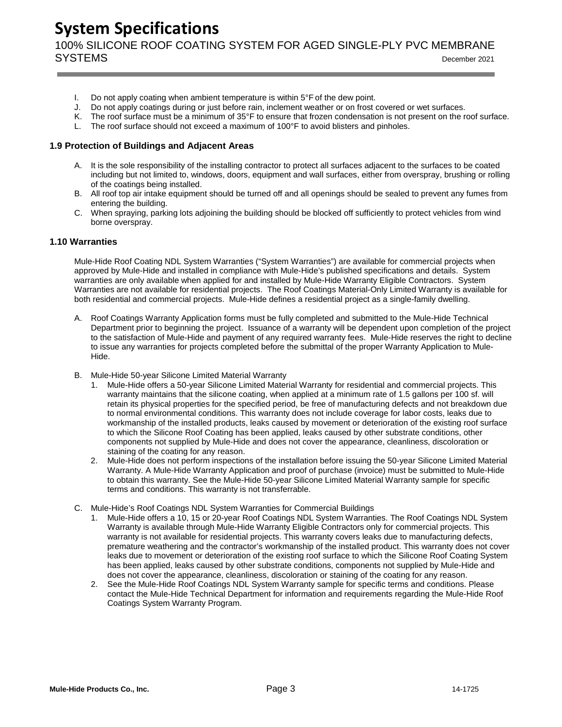I. Do not apply coating when ambient temperature is within 5°F of the dew point.
J. Do not apply coatings during or just before rain, inclement weather or on frost covered or wet surfaces.
K. The roof surface must be a minimum of 35°F to ensure that frozen condensation is not present on the roof surface.
L. The roof surface should not exceed a maximum of 100°F to avoid blisters and pinholes.

### 1.9 Protection of Buildings and Adjacent Areas

A. It is the sole responsibility of the installing contractor to protect all surfaces adjacent to the surfaces to be coated including but not limited to, windows, doors, equipment and wall surfaces, either from overspray, brushing or rolling of the coatings being installed.
B. All roof top air intake equipment should be turned off and all openings should be sealed to prevent any fumes from entering the building.
C. When spraying, parking lots adjoining the building should be blocked off sufficiently to protect vehicles from wind borne overspray.

### 1.10 Warranties

Mule-Hide Roof Coating NDL System Warranties ("System Warranties") are available for commercial projects when approved by Mule-Hide and installed in compliance with Mule-Hide's published specifications and details. System warranties are only available when applied for and installed by Mule-Hide Warranty Eligible Contractors. System Warranties are not available for residential projects. The Roof Coatings Material-Only Limited Warranty is available for both residential and commercial projects. Mule-Hide defines a residential project as a single-family dwelling.

A. Roof Coatings Warranty Application forms must be fully completed and submitted to the Mule-Hide Technical Department prior to beginning the project. Issuance of a warranty will be dependent upon completion of the project to the satisfaction of Mule-Hide and payment of any required warranty fees. Mule-Hide reserves the right to decline to issue any warranties for projects completed before the submittal of the proper Warranty Application to Mule-Hide.

B. Mule-Hide 50-year Silicone Limited Material Warranty
   1. Mule-Hide offers a 50-year Silicone Limited Material Warranty for residential and commercial projects. This warranty maintains that the silicone coating, when applied at a minimum rate of 1.5 gallons per 100 sf. will retain its physical properties for the specified period, be free of manufacturing defects and not breakdown due to normal environmental conditions. This warranty does not include coverage for labor costs, leaks due to workmanship of the installed products, leaks caused by movement or deterioration of the existing roof surface to which the Silicone Roof Coating has been applied, leaks caused by other substrate conditions, other components not supplied by Mule-Hide and does not cover the appearance, cleanliness, discoloration or staining of the coating for any reason.
   2. Mule-Hide does not perform inspections of the installation before issuing the 50-year Silicone Limited Material Warranty. A Mule-Hide Warranty Application and proof of purchase (invoice) must be submitted to Mule-Hide to obtain this warranty. See the Mule-Hide 50-year Silicone Limited Material Warranty sample for specific terms and conditions. This warranty is not transferrable.

C. Mule-Hide's Roof Coatings NDL System Warranties for Commercial Buildings
   1. Mule-Hide offers a 10, 15 or 20-year Roof Coatings NDL System Warranties. The Roof Coatings NDL System Warranty is available through Mule-Hide Warranty Eligible Contractors only for commercial projects. This warranty is not available for residential projects. This warranty covers leaks due to manufacturing defects, premature weathering and the contractor's workmanship of the installed product. This warranty does not cover leaks due to movement or deterioration of the existing roof surface to which the Silicone Roof Coating System has been applied, leaks caused by other substrate conditions, components not supplied by Mule-Hide and does not cover the appearance, cleanliness, discoloration or staining of the coating for any reason.
   2. See the Mule-Hide Roof Coatings NDL System Warranty sample for specific terms and conditions. Please contact the Mule-Hide Technical Department for information and requirements regarding the Mule-Hide Roof Coatings System Warranty Program.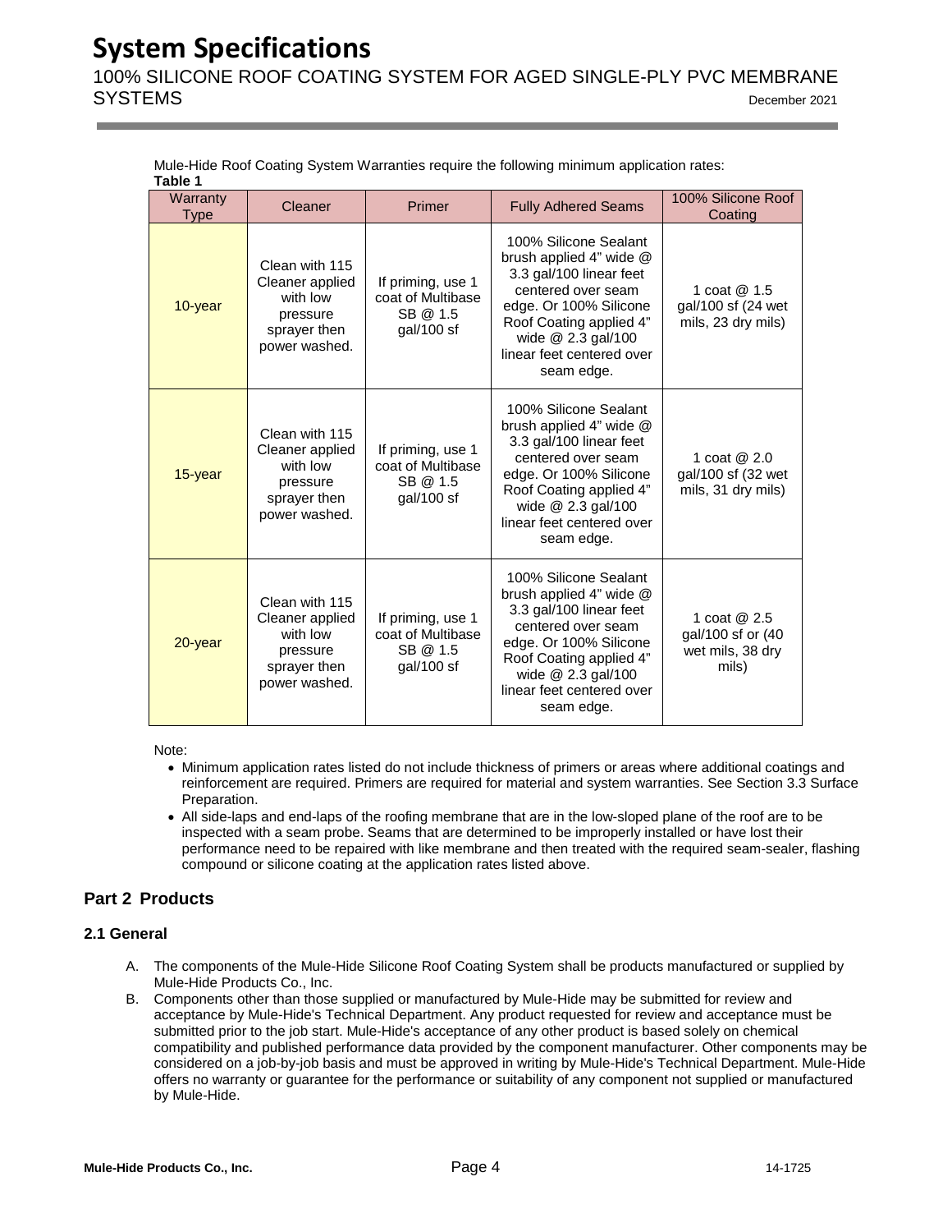Mule-Hide Roof Coating System Warranties require the following minimum application rates:

**Table 1**

| Warranty Type | Cleaner | Primer | Fully Adhered Seams | 100% Silicone Roof Coating |
|---|---|---|---|---|
| 10-year | Clean with 115 Cleaner applied with low pressure sprayer then power washed. | If priming, use 1 coat of Multibase SB @ 1.5 gal/100 sf | 100% Silicone Sealant brush applied 4" wide @ 3.3 gal/100 linear feet centered over seam edge. Or 100% Silicone Roof Coating applied 4" wide @ 2.3 gal/100 linear feet centered over seam edge. | 1 coat @ 1.5 gal/100 sf (24 wet mils, 23 dry mils) |
| 15-year | Clean with 115 Cleaner applied with low pressure sprayer then power washed. | If priming, use 1 coat of Multibase SB @ 1.5 gal/100 sf | 100% Silicone Sealant brush applied 4" wide @ 3.3 gal/100 linear feet centered over seam edge. Or 100% Silicone Roof Coating applied 4" wide @ 2.3 gal/100 linear feet centered over seam edge. | 1 coat @ 2.0 gal/100 sf (32 wet mils, 31 dry mils) |
| 20-year | Clean with 115 Cleaner applied with low pressure sprayer then power washed. | If priming, use 1 coat of Multibase SB @ 1.5 gal/100 sf | 100% Silicone Sealant brush applied 4" wide @ 3.3 gal/100 linear feet centered over seam edge. Or 100% Silicone Roof Coating applied 4" wide @ 2.3 gal/100 linear feet centered over seam edge. | 1 coat @ 2.5 gal/100 sf or (40 wet mils, 38 dry mils) |

Note:

- Minimum application rates listed do not include thickness of primers or areas where additional coatings and reinforcement are required. Primers are required for material and system warranties. See Section 3.3 Surface Preparation.
- All side-laps and end-laps of the roofing membrane that are in the low-sloped plane of the roof are to be inspected with a seam probe. Seams that are determined to be improperly installed or have lost their performance need to be repaired with like membrane and then treated with the required seam-sealer, flashing compound or silicone coating at the application rates listed above.

## Part 2 Products

### 2.1 General

A. The components of the Mule-Hide Silicone Roof Coating System shall be products manufactured or supplied by Mule-Hide Products Co., Inc.

B. Components other than those supplied or manufactured by Mule-Hide may be submitted for review and acceptance by Mule-Hide's Technical Department. Any product requested for review and acceptance must be submitted prior to the job start. Mule-Hide's acceptance of any other product is based solely on chemical compatibility and published performance data provided by the component manufacturer. Other components may be considered on a job-by-job basis and must be approved in writing by Mule-Hide's Technical Department. Mule-Hide offers no warranty or guarantee for the performance or suitability of any component not supplied or manufactured by Mule-Hide.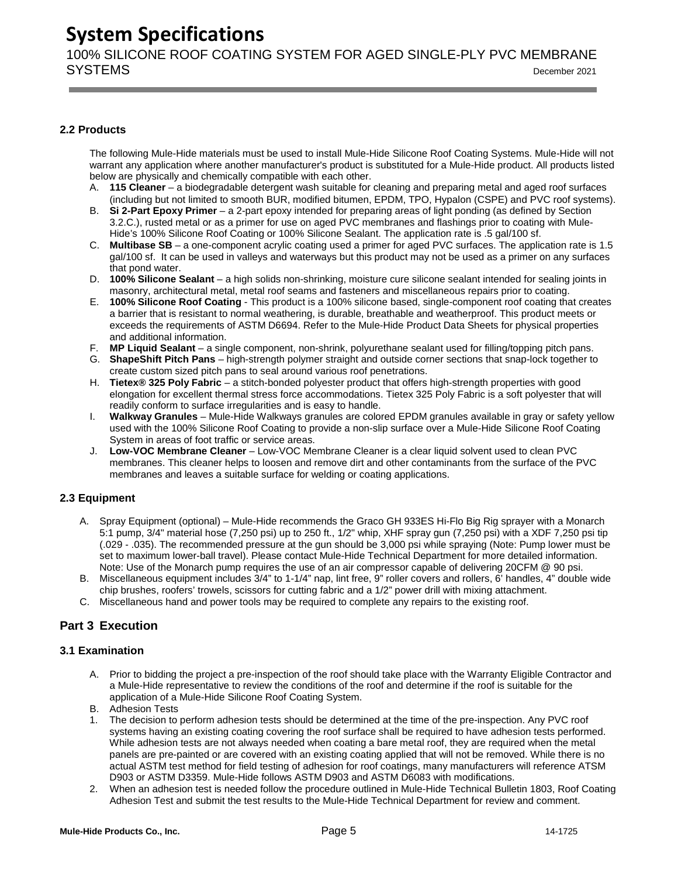### 2.2 Products

The following Mule-Hide materials must be used to install Mule-Hide Silicone Roof Coating Systems. Mule-Hide will not warrant any application where another manufacturer's product is substituted for a Mule-Hide product. All products listed below are physically and chemically compatible with each other.

A. **115 Cleaner** – a biodegradable detergent wash suitable for cleaning and preparing metal and aged roof surfaces (including but not limited to smooth BUR, modified bitumen, EPDM, TPO, Hypalon (CSPE) and PVC roof systems).
B. **Si 2-Part Epoxy Primer** – a 2-part epoxy intended for preparing areas of light ponding (as defined by Section 3.2.C.), rusted metal or as a primer for use on aged PVC membranes and flashings prior to coating with Mule-Hide's 100% Silicone Roof Coating or 100% Silicone Sealant. The application rate is .5 gal/100 sf.
C. **Multibase SB** – a one-component acrylic coating used a primer for aged PVC surfaces. The application rate is 1.5 gal/100 sf. It can be used in valleys and waterways but this product may not be used as a primer on any surfaces that pond water.
D. **100% Silicone Sealant** – a high solids non-shrinking, moisture cure silicone sealant intended for sealing joints in masonry, architectural metal, metal roof seams and fasteners and miscellaneous repairs prior to coating.
E. **100% Silicone Roof Coating** - This product is a 100% silicone based, single-component roof coating that creates a barrier that is resistant to normal weathering, is durable, breathable and weatherproof. This product meets or exceeds the requirements of ASTM D6694. Refer to the Mule-Hide Product Data Sheets for physical properties and additional information.
F. **MP Liquid Sealant** – a single component, non-shrink, polyurethane sealant used for filling/topping pitch pans.
G. **ShapeShift Pitch Pans** – high-strength polymer straight and outside corner sections that snap-lock together to create custom sized pitch pans to seal around various roof penetrations.
H. **Tietex® 325 Poly Fabric** – a stitch-bonded polyester product that offers high-strength properties with good elongation for excellent thermal stress force accommodations. Tietex 325 Poly Fabric is a soft polyester that will readily conform to surface irregularities and is easy to handle.
I. **Walkway Granules** – Mule-Hide Walkways granules are colored EPDM granules available in gray or safety yellow used with the 100% Silicone Roof Coating to provide a non-slip surface over a Mule-Hide Silicone Roof Coating System in areas of foot traffic or service areas.
J. **Low-VOC Membrane Cleaner** – Low-VOC Membrane Cleaner is a clear liquid solvent used to clean PVC membranes. This cleaner helps to loosen and remove dirt and other contaminants from the surface of the PVC membranes and leaves a suitable surface for welding or coating applications.

### 2.3 Equipment

A. Spray Equipment (optional) – Mule-Hide recommends the Graco GH 933ES Hi-Flo Big Rig sprayer with a Monarch 5:1 pump, 3/4" material hose (7,250 psi) up to 250 ft., 1/2" whip, XHF spray gun (7,250 psi) with a XDF 7,250 psi tip (.029 - .035). The recommended pressure at the gun should be 3,000 psi while spraying (Note: Pump lower must be set to maximum lower-ball travel). Please contact Mule-Hide Technical Department for more detailed information. Note: Use of the Monarch pump requires the use of an air compressor capable of delivering 20CFM @ 90 psi.
B. Miscellaneous equipment includes 3/4" to 1-1/4" nap, lint free, 9" roller covers and rollers, 6' handles, 4" double wide chip brushes, roofers' trowels, scissors for cutting fabric and a 1/2" power drill with mixing attachment.
C. Miscellaneous hand and power tools may be required to complete any repairs to the existing roof.

## Part 3 Execution

### 3.1 Examination

A. Prior to bidding the project a pre-inspection of the roof should take place with the Warranty Eligible Contractor and a Mule-Hide representative to review the conditions of the roof and determine if the roof is suitable for the application of a Mule-Hide Silicone Roof Coating System.
B. Adhesion Tests

1. The decision to perform adhesion tests should be determined at the time of the pre-inspection. Any PVC roof systems having an existing coating covering the roof surface shall be required to have adhesion tests performed. While adhesion tests are not always needed when coating a bare metal roof, they are required when the metal panels are pre-painted or are covered with an existing coating applied that will not be removed. While there is no actual ASTM test method for field testing of adhesion for roof coatings, many manufacturers will reference ATSM D903 or ASTM D3359. Mule-Hide follows ASTM D903 and ASTM D6083 with modifications.
2. When an adhesion test is needed follow the procedure outlined in Mule-Hide Technical Bulletin 1803, Roof Coating Adhesion Test and submit the test results to the Mule-Hide Technical Department for review and comment.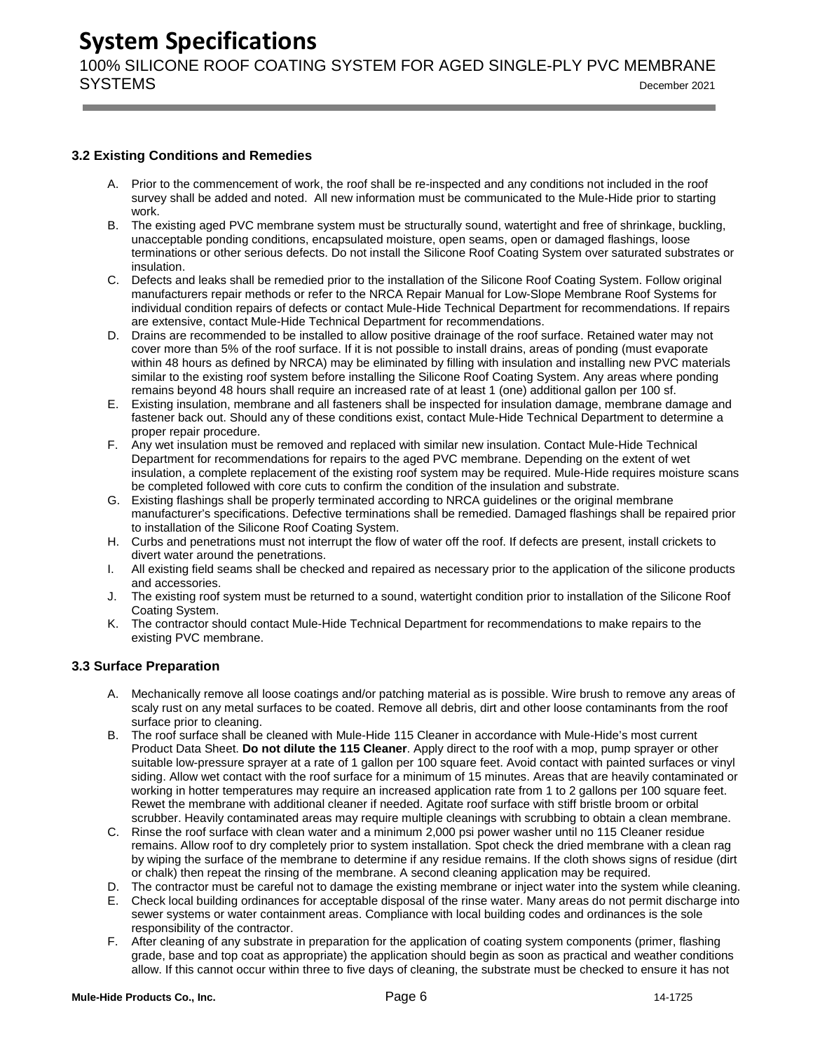### 3.2 Existing Conditions and Remedies

A. Prior to the commencement of work, the roof shall be re-inspected and any conditions not included in the roof survey shall be added and noted. All new information must be communicated to the Mule-Hide prior to starting work.
B. The existing aged PVC membrane system must be structurally sound, watertight and free of shrinkage, buckling, unacceptable ponding conditions, encapsulated moisture, open seams, open or damaged flashings, loose terminations or other serious defects. Do not install the Silicone Roof Coating System over saturated substrates or insulation.
C. Defects and leaks shall be remedied prior to the installation of the Silicone Roof Coating System. Follow original manufacturers repair methods or refer to the NRCA Repair Manual for Low-Slope Membrane Roof Systems for individual condition repairs of defects or contact Mule-Hide Technical Department for recommendations. If repairs are extensive, contact Mule-Hide Technical Department for recommendations.
D. Drains are recommended to be installed to allow positive drainage of the roof surface. Retained water may not cover more than 5% of the roof surface. If it is not possible to install drains, areas of ponding (must evaporate within 48 hours as defined by NRCA) may be eliminated by filling with insulation and installing new PVC materials similar to the existing roof system before installing the Silicone Roof Coating System. Any areas where ponding remains beyond 48 hours shall require an increased rate of at least 1 (one) additional gallon per 100 sf.
E. Existing insulation, membrane and all fasteners shall be inspected for insulation damage, membrane damage and fastener back out. Should any of these conditions exist, contact Mule-Hide Technical Department to determine a proper repair procedure.
F. Any wet insulation must be removed and replaced with similar new insulation. Contact Mule-Hide Technical Department for recommendations for repairs to the aged PVC membrane. Depending on the extent of wet insulation, a complete replacement of the existing roof system may be required. Mule-Hide requires moisture scans be completed followed with core cuts to confirm the condition of the insulation and substrate.
G. Existing flashings shall be properly terminated according to NRCA guidelines or the original membrane manufacturer's specifications. Defective terminations shall be remedied. Damaged flashings shall be repaired prior to installation of the Silicone Roof Coating System.
H. Curbs and penetrations must not interrupt the flow of water off the roof. If defects are present, install crickets to divert water around the penetrations.
I. All existing field seams shall be checked and repaired as necessary prior to the application of the silicone products and accessories.
J. The existing roof system must be returned to a sound, watertight condition prior to installation of the Silicone Roof Coating System.
K. The contractor should contact Mule-Hide Technical Department for recommendations to make repairs to the existing PVC membrane.

### 3.3 Surface Preparation

A. Mechanically remove all loose coatings and/or patching material as is possible. Wire brush to remove any areas of scaly rust on any metal surfaces to be coated. Remove all debris, dirt and other loose contaminants from the roof surface prior to cleaning.
B. The roof surface shall be cleaned with Mule-Hide 115 Cleaner in accordance with Mule-Hide's most current Product Data Sheet. **Do not dilute the 115 Cleaner**. Apply direct to the roof with a mop, pump sprayer or other suitable low-pressure sprayer at a rate of 1 gallon per 100 square feet. Avoid contact with painted surfaces or vinyl siding. Allow wet contact with the roof surface for a minimum of 15 minutes. Areas that are heavily contaminated or working in hotter temperatures may require an increased application rate from 1 to 2 gallons per 100 square feet. Rewet the membrane with additional cleaner if needed. Agitate roof surface with stiff bristle broom or orbital scrubber. Heavily contaminated areas may require multiple cleanings with scrubbing to obtain a clean membrane.
C. Rinse the roof surface with clean water and a minimum 2,000 psi power washer until no 115 Cleaner residue remains. Allow roof to dry completely prior to system installation. Spot check the dried membrane with a clean rag by wiping the surface of the membrane to determine if any residue remains. If the cloth shows signs of residue (dirt or chalk) then repeat the rinsing of the membrane. A second cleaning application may be required.
D. The contractor must be careful not to damage the existing membrane or inject water into the system while cleaning.
E. Check local building ordinances for acceptable disposal of the rinse water. Many areas do not permit discharge into sewer systems or water containment areas. Compliance with local building codes and ordinances is the sole responsibility of the contractor.
F. After cleaning of any substrate in preparation for the application of coating system components (primer, flashing grade, base and top coat as appropriate) the application should begin as soon as practical and weather conditions allow. If this cannot occur within three to five days of cleaning, the substrate must be checked to ensure it has not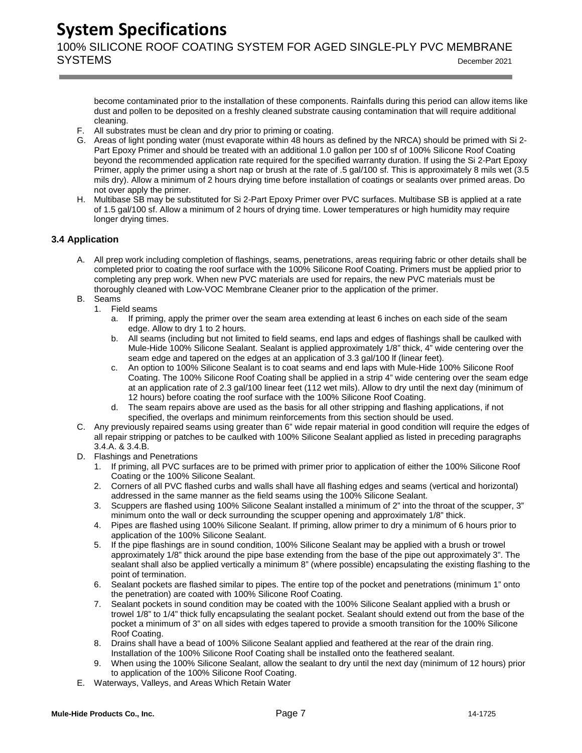become contaminated prior to the installation of these components. Rainfalls during this period can allow items like dust and pollen to be deposited on a freshly cleaned substrate causing contamination that will require additional cleaning.

F. All substrates must be clean and dry prior to priming or coating.

G. Areas of light ponding water (must evaporate within 48 hours as defined by the NRCA) should be primed with Si 2-Part Epoxy Primer and should be treated with an additional 1.0 gallon per 100 sf of 100% Silicone Roof Coating beyond the recommended application rate required for the specified warranty duration. If using the Si 2-Part Epoxy Primer, apply the primer using a short nap or brush at the rate of .5 gal/100 sf. This is approximately 8 mils wet (3.5 mils dry). Allow a minimum of 2 hours drying time before installation of coatings or sealants over primed areas. Do not over apply the primer.

H. Multibase SB may be substituted for Si 2-Part Epoxy Primer over PVC surfaces. Multibase SB is applied at a rate of 1.5 gal/100 sf. Allow a minimum of 2 hours of drying time. Lower temperatures or high humidity may require longer drying times.

### 3.4 Application

A. All prep work including completion of flashings, seams, penetrations, areas requiring fabric or other details shall be completed prior to coating the roof surface with the 100% Silicone Roof Coating. Primers must be applied prior to completing any prep work. When new PVC materials are used for repairs, the new PVC materials must be thoroughly cleaned with Low-VOC Membrane Cleaner prior to the application of the primer.

B. Seams
   1. Field seams
      a. If priming, apply the primer over the seam area extending at least 6 inches on each side of the seam edge. Allow to dry 1 to 2 hours.
      b. All seams (including but not limited to field seams, end laps and edges of flashings shall be caulked with Mule-Hide 100% Silicone Sealant. Sealant is applied approximately 1/8" thick, 4" wide centering over the seam edge and tapered on the edges at an application of 3.3 gal/100 lf (linear feet).
      c. An option to 100% Silicone Sealant is to coat seams and end laps with Mule-Hide 100% Silicone Roof Coating. The 100% Silicone Roof Coating shall be applied in a strip 4" wide centering over the seam edge at an application rate of 2.3 gal/100 linear feet (112 wet mils). Allow to dry until the next day (minimum of 12 hours) before coating the roof surface with the 100% Silicone Roof Coating.
      d. The seam repairs above are used as the basis for all other stripping and flashing applications, if not specified, the overlaps and minimum reinforcements from this section should be used.

C. Any previously repaired seams using greater than 6" wide repair material in good condition will require the edges of all repair stripping or patches to be caulked with 100% Silicone Sealant applied as listed in preceding paragraphs 3.4.A. & 3.4.B.

D. Flashings and Penetrations
   1. If priming, all PVC surfaces are to be primed with primer prior to application of either the 100% Silicone Roof Coating or the 100% Silicone Sealant.
   2. Corners of all PVC flashed curbs and walls shall have all flashing edges and seams (vertical and horizontal) addressed in the same manner as the field seams using the 100% Silicone Sealant.
   3. Scuppers are flashed using 100% Silicone Sealant installed a minimum of 2" into the throat of the scupper, 3" minimum onto the wall or deck surrounding the scupper opening and approximately 1/8" thick.
   4. Pipes are flashed using 100% Silicone Sealant. If priming, allow primer to dry a minimum of 6 hours prior to application of the 100% Silicone Sealant.
   5. If the pipe flashings are in sound condition, 100% Silicone Sealant may be applied with a brush or trowel approximately 1/8" thick around the pipe base extending from the base of the pipe out approximately 3". The sealant shall also be applied vertically a minimum 8" (where possible) encapsulating the existing flashing to the point of termination.
   6. Sealant pockets are flashed similar to pipes. The entire top of the pocket and penetrations (minimum 1" onto the penetration) are coated with 100% Silicone Roof Coating.
   7. Sealant pockets in sound condition may be coated with the 100% Silicone Sealant applied with a brush or trowel 1/8" to 1/4" thick fully encapsulating the sealant pocket. Sealant should extend out from the base of the pocket a minimum of 3" on all sides with edges tapered to provide a smooth transition for the 100% Silicone Roof Coating.
   8. Drains shall have a bead of 100% Silicone Sealant applied and feathered at the rear of the drain ring. Installation of the 100% Silicone Roof Coating shall be installed onto the feathered sealant.
   9. When using the 100% Silicone Sealant, allow the sealant to dry until the next day (minimum of 12 hours) prior to application of the 100% Silicone Roof Coating.

E. Waterways, Valleys, and Areas Which Retain Water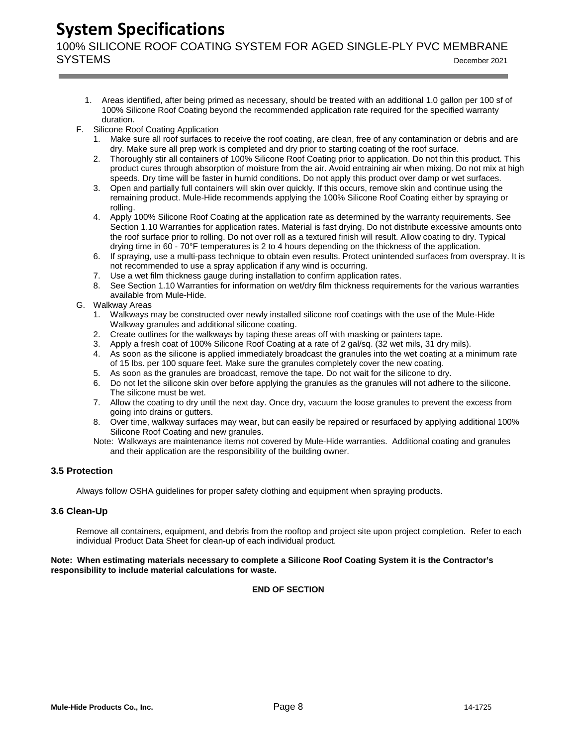1. Areas identified, after being primed as necessary, should be treated with an additional 1.0 gallon per 100 sf of 100% Silicone Roof Coating beyond the recommended application rate required for the specified warranty duration.

F. Silicone Roof Coating Application

1. Make sure all roof surfaces to receive the roof coating, are clean, free of any contamination or debris and are dry. Make sure all prep work is completed and dry prior to starting coating of the roof surface.
2. Thoroughly stir all containers of 100% Silicone Roof Coating prior to application. Do not thin this product. This product cures through absorption of moisture from the air. Avoid entraining air when mixing. Do not mix at high speeds. Dry time will be faster in humid conditions. Do not apply this product over damp or wet surfaces.
3. Open and partially full containers will skin over quickly. If this occurs, remove skin and continue using the remaining product. Mule-Hide recommends applying the 100% Silicone Roof Coating either by spraying or rolling.
4. Apply 100% Silicone Roof Coating at the application rate as determined by the warranty requirements. See Section 1.10 Warranties for application rates. Material is fast drying. Do not distribute excessive amounts onto the roof surface prior to rolling. Do not over roll as a textured finish will result. Allow coating to dry. Typical drying time in 60 - 70°F temperatures is 2 to 4 hours depending on the thickness of the application.

6. If spraying, use a multi-pass technique to obtain even results. Protect unintended surfaces from overspray. It is not recommended to use a spray application if any wind is occurring.
7. Use a wet film thickness gauge during installation to confirm application rates.
8. See Section 1.10 Warranties for information on wet/dry film thickness requirements for the various warranties available from Mule-Hide.

G. Walkway Areas

1. Walkways may be constructed over newly installed silicone roof coatings with the use of the Mule-Hide Walkway granules and additional silicone coating.
2. Create outlines for the walkways by taping these areas off with masking or painters tape.
3. Apply a fresh coat of 100% Silicone Roof Coating at a rate of 2 gal/sq. (32 wet mils, 31 dry mils).
4. As soon as the silicone is applied immediately broadcast the granules into the wet coating at a minimum rate of 15 lbs. per 100 square feet. Make sure the granules completely cover the new coating.
5. As soon as the granules are broadcast, remove the tape. Do not wait for the silicone to dry.
6. Do not let the silicone skin over before applying the granules as the granules will not adhere to the silicone. The silicone must be wet.
7. Allow the coating to dry until the next day. Once dry, vacuum the loose granules to prevent the excess from going into drains or gutters.
8. Over time, walkway surfaces may wear, but can easily be repaired or resurfaced by applying additional 100% Silicone Roof Coating and new granules.

Note: Walkways are maintenance items not covered by Mule-Hide warranties. Additional coating and granules and their application are the responsibility of the building owner.

### 3.5 Protection

Always follow OSHA guidelines for proper safety clothing and equipment when spraying products.

### 3.6 Clean-Up

Remove all containers, equipment, and debris from the rooftop and project site upon project completion. Refer to each individual Product Data Sheet for clean-up of each individual product.

**Note: When estimating materials necessary to complete a Silicone Roof Coating System it is the Contractor's responsibility to include material calculations for waste.**

**END OF SECTION**